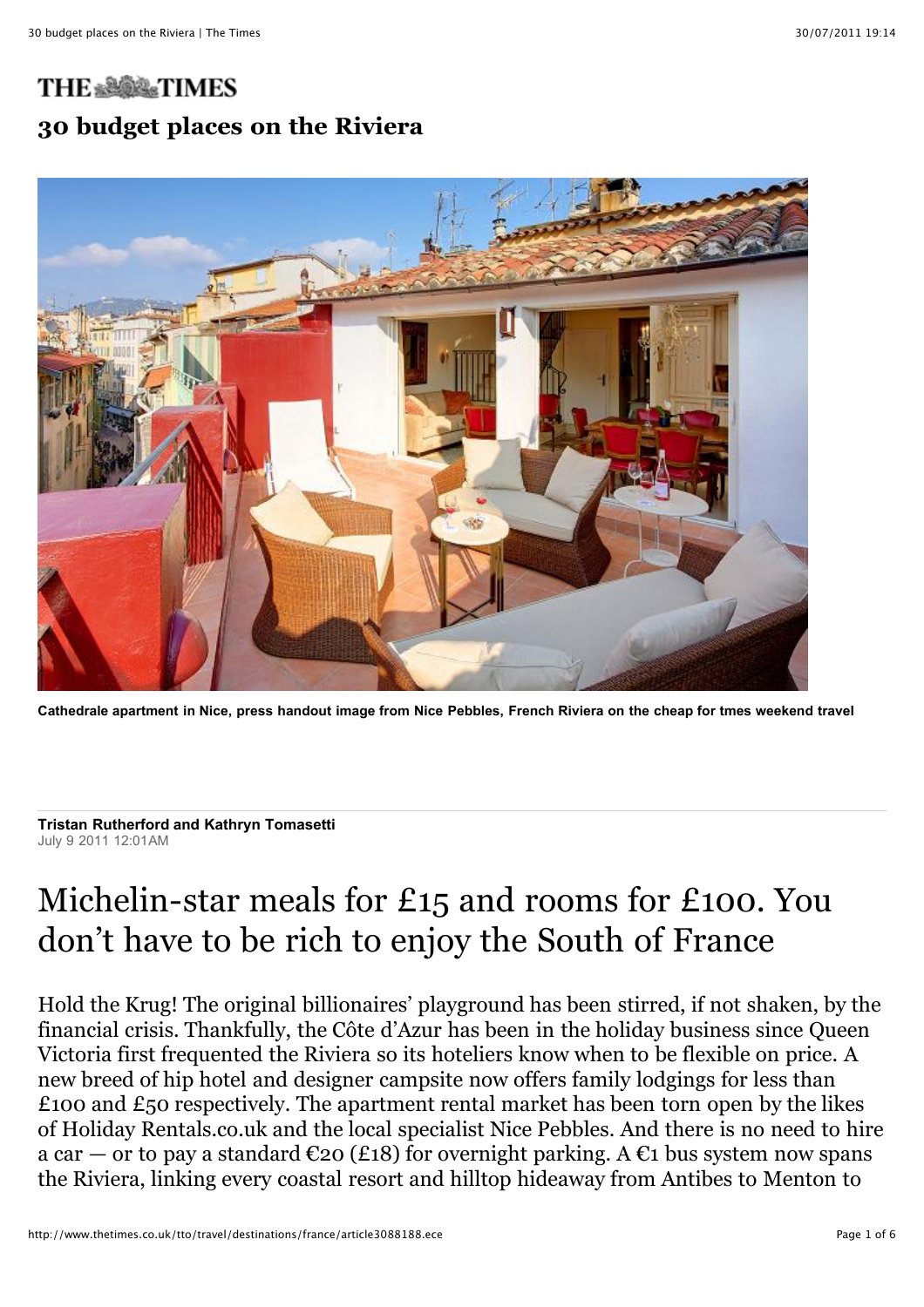THE TIMES

# 30 budget places on the Riviera

Cathedrale apartment in Nice, press handout image from Nice Pebbles, French Riviera on the cheap for tmes weekend travel

**Tristan Rutherford and Kathryn Tomasetti**
July 9 2011 12:01AM

## Michelin-star meals for £15 and rooms for £100. You don't have to be rich to enjoy the South of France

Hold the Krug! The original billionaires' playground has been stirred, if not shaken, by the financial crisis. Thankfully, the Côte d'Azur has been in the holiday business since Queen Victoria first frequented the Riviera so its hoteliers know when to be flexible on price. A new breed of hip hotel and designer campsite now offers family lodgings for less than £100 and £50 respectively. The apartment rental market has been torn open by the likes of Holiday Rentals.co.uk and the local specialist Nice Pebbles. And there is no need to hire a car — or to pay a standard €20 (£18) for overnight parking. A €1 bus system now spans the Riviera, linking every coastal resort and hilltop hideaway from Antibes to Menton to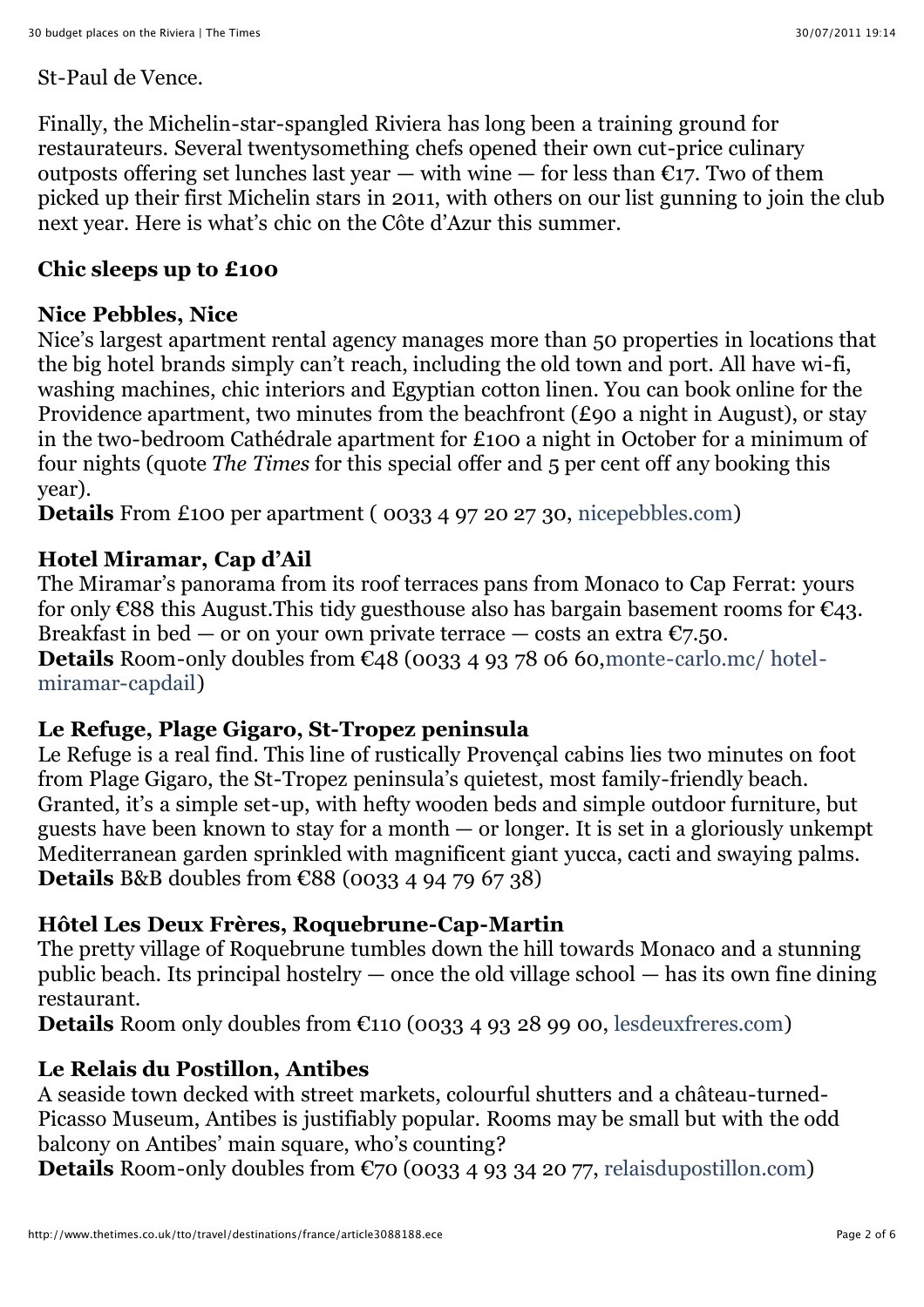St-Paul de Vence.

Finally, the Michelin-star-spangled Riviera has long been a training ground for restaurateurs. Several twentysomething chefs opened their own cut-price culinary outposts offering set lunches last year — with wine — for less than €17. Two of them picked up their first Michelin stars in 2011, with others on our list gunning to join the club next year. Here is what's chic on the Côte d'Azur this summer.

## Chic sleeps up to £100

### Nice Pebbles, Nice

Nice's largest apartment rental agency manages more than 50 properties in locations that the big hotel brands simply can't reach, including the old town and port. All have wi-fi, washing machines, chic interiors and Egyptian cotton linen. You can book online for the Providence apartment, two minutes from the beachfront (£90 a night in August), or stay in the two-bedroom Cathédrale apartment for £100 a night in October for a minimum of four nights (quote *The Times* for this special offer and 5 per cent off any booking this year).

**Details** From £100 per apartment ( 0033 4 97 20 27 30, nicepebbles.com)

### Hotel Miramar, Cap d'Ail

The Miramar's panorama from its roof terraces pans from Monaco to Cap Ferrat: yours for only €88 this August.This tidy guesthouse also has bargain basement rooms for €43. Breakfast in bed — or on your own private terrace — costs an extra €7.50.

**Details** Room-only doubles from €48 (0033 4 93 78 06 60,monte-carlo.mc/ hotel-miramar-capdail)

### Le Refuge, Plage Gigaro, St-Tropez peninsula

Le Refuge is a real find. This line of rustically Provençal cabins lies two minutes on foot from Plage Gigaro, the St-Tropez peninsula's quietest, most family-friendly beach. Granted, it's a simple set-up, with hefty wooden beds and simple outdoor furniture, but guests have been known to stay for a month — or longer. It is set in a gloriously unkempt Mediterranean garden sprinkled with magnificent giant yucca, cacti and swaying palms.

**Details** B&B doubles from €88 (0033 4 94 79 67 38)

### Hôtel Les Deux Frères, Roquebrune-Cap-Martin

The pretty village of Roquebrune tumbles down the hill towards Monaco and a stunning public beach. Its principal hostelry — once the old village school — has its own fine dining restaurant.

**Details** Room only doubles from €110 (0033 4 93 28 99 00, lesdeuxfreres.com)

### Le Relais du Postillon, Antibes

A seaside town decked with street markets, colourful shutters and a château-turned-Picasso Museum, Antibes is justifiably popular. Rooms may be small but with the odd balcony on Antibes' main square, who's counting?

**Details** Room-only doubles from €70 (0033 4 93 34 20 77, relaisdupostillon.com)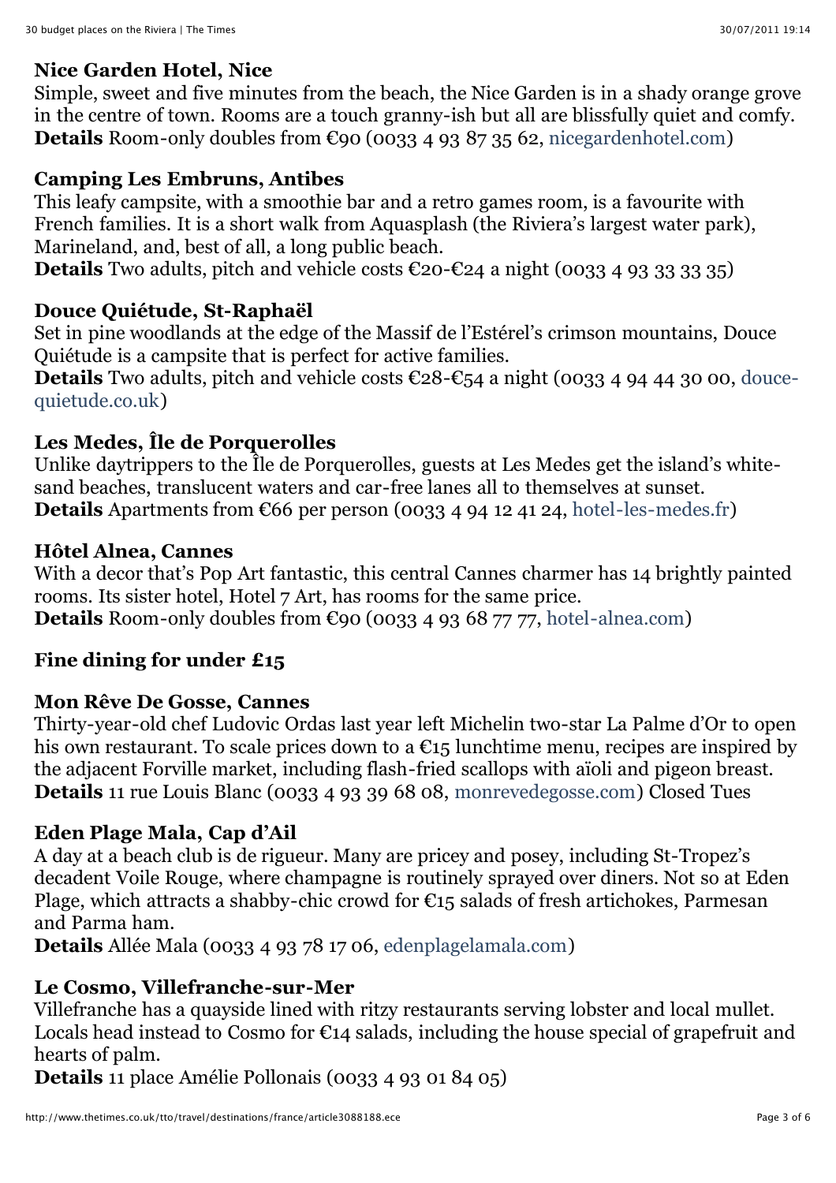**Nice Garden Hotel, Nice**
Simple, sweet and five minutes from the beach, the Nice Garden is in a shady orange grove in the centre of town. Rooms are a touch granny-ish but all are blissfully quiet and comfy.
**Details** Room-only doubles from €90 (0033 4 93 87 35 62, nicegardenhotel.com)

**Camping Les Embruns, Antibes**
This leafy campsite, with a smoothie bar and a retro games room, is a favourite with French families. It is a short walk from Aquasplash (the Riviera's largest water park), Marineland, and, best of all, a long public beach.
**Details** Two adults, pitch and vehicle costs €20-€24 a night (0033 4 93 33 33 35)

**Douce Quiétude, St-Raphaël**
Set in pine woodlands at the edge of the Massif de l'Estérel's crimson mountains, Douce Quiétude is a campsite that is perfect for active families.
**Details** Two adults, pitch and vehicle costs €28-€54 a night (0033 4 94 44 30 00, douce-quietude.co.uk)

**Les Medes, Île de Porquerolles**
Unlike daytrippers to the Île de Porquerolles, guests at Les Medes get the island's white-sand beaches, translucent waters and car-free lanes all to themselves at sunset.
**Details** Apartments from €66 per person (0033 4 94 12 41 24, hotel-les-medes.fr)

**Hôtel Alnea, Cannes**
With a decor that's Pop Art fantastic, this central Cannes charmer has 14 brightly painted rooms. Its sister hotel, Hotel 7 Art, has rooms for the same price.
**Details** Room-only doubles from €90 (0033 4 93 68 77 77, hotel-alnea.com)

## Fine dining for under £15

**Mon Rêve De Gosse, Cannes**
Thirty-year-old chef Ludovic Ordas last year left Michelin two-star La Palme d'Or to open his own restaurant. To scale prices down to a €15 lunchtime menu, recipes are inspired by the adjacent Forville market, including flash-fried scallops with aïoli and pigeon breast.
**Details** 11 rue Louis Blanc (0033 4 93 39 68 08, monrevedegosse.com) Closed Tues

**Eden Plage Mala, Cap d'Ail**
A day at a beach club is de rigueur. Many are pricey and posey, including St-Tropez's decadent Voile Rouge, where champagne is routinely sprayed over diners. Not so at Eden Plage, which attracts a shabby-chic crowd for €15 salads of fresh artichokes, Parmesan and Parma ham.
**Details** Allée Mala (0033 4 93 78 17 06, edenplagelamala.com)

**Le Cosmo, Villefranche-sur-Mer**
Villefranche has a quayside lined with ritzy restaurants serving lobster and local mullet. Locals head instead to Cosmo for €14 salads, including the house special of grapefruit and hearts of palm.
**Details** 11 place Amélie Pollonais (0033 4 93 01 84 05)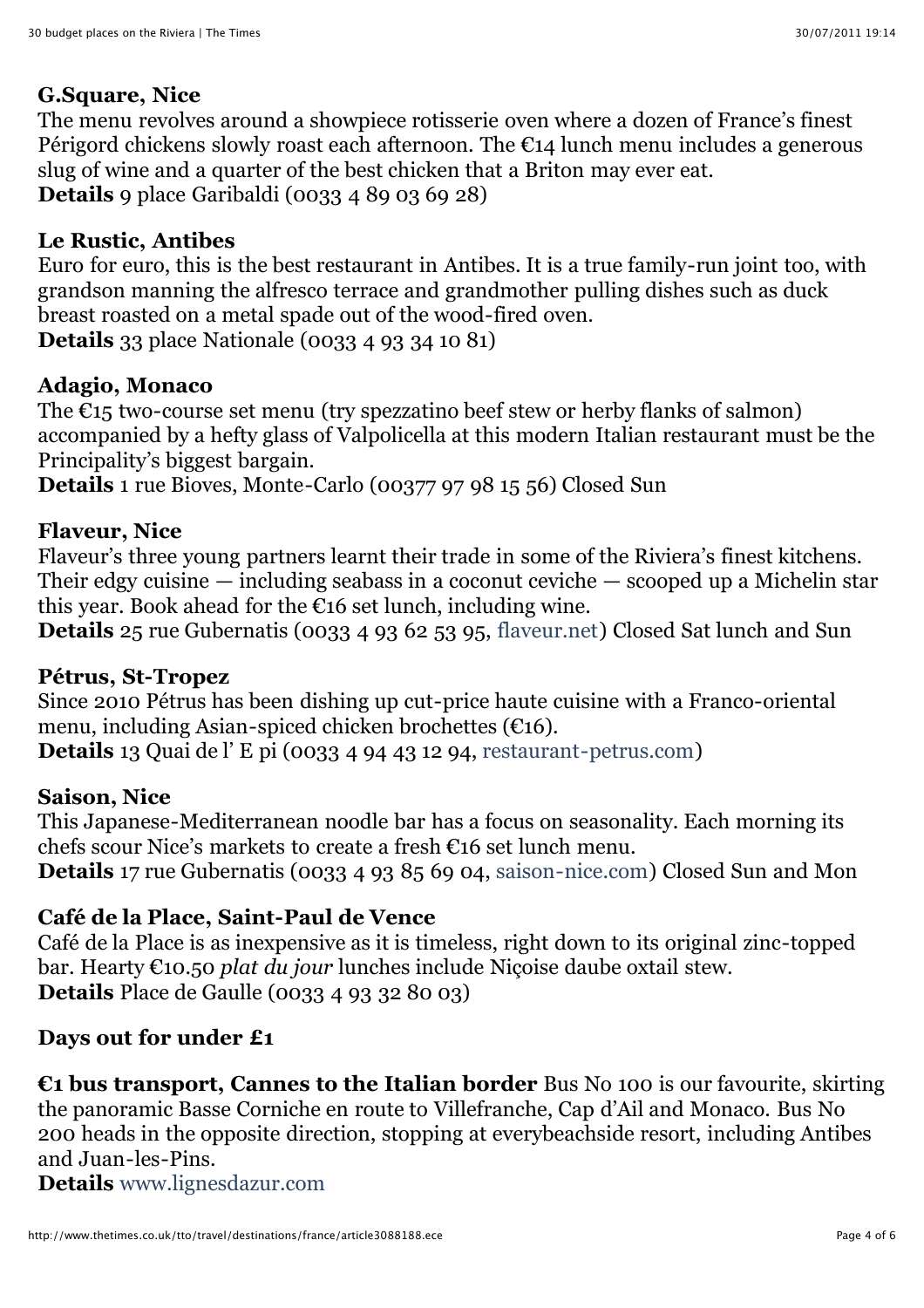**G.Square, Nice**
The menu revolves around a showpiece rotisserie oven where a dozen of France's finest Périgord chickens slowly roast each afternoon. The €14 lunch menu includes a generous slug of wine and a quarter of the best chicken that a Briton may ever eat.
**Details** 9 place Garibaldi (0033 4 89 03 69 28)

**Le Rustic, Antibes**
Euro for euro, this is the best restaurant in Antibes. It is a true family-run joint too, with grandson manning the alfresco terrace and grandmother pulling dishes such as duck breast roasted on a metal spade out of the wood-fired oven.
**Details** 33 place Nationale (0033 4 93 34 10 81)

**Adagio, Monaco**
The €15 two-course set menu (try spezzatino beef stew or herby flanks of salmon) accompanied by a hefty glass of Valpolicella at this modern Italian restaurant must be the Principality's biggest bargain.
**Details** 1 rue Bioves, Monte-Carlo (00377 97 98 15 56) Closed Sun

**Flaveur, Nice**
Flaveur's three young partners learnt their trade in some of the Riviera's finest kitchens. Their edgy cuisine — including seabass in a coconut ceviche — scooped up a Michelin star this year. Book ahead for the €16 set lunch, including wine.
**Details** 25 rue Gubernatis (0033 4 93 62 53 95, flaveur.net) Closed Sat lunch and Sun

**Pétrus, St-Tropez**
Since 2010 Pétrus has been dishing up cut-price haute cuisine with a Franco-oriental menu, including Asian-spiced chicken brochettes (€16).
**Details** 13 Quai de l' E pi (0033 4 94 43 12 94, restaurant-petrus.com)

**Saison, Nice**
This Japanese-Mediterranean noodle bar has a focus on seasonality. Each morning its chefs scour Nice's markets to create a fresh €16 set lunch menu.
**Details** 17 rue Gubernatis (0033 4 93 85 69 04, saison-nice.com) Closed Sun and Mon

**Café de la Place, Saint-Paul de Vence**
Café de la Place is as inexpensive as it is timeless, right down to its original zinc-topped bar. Hearty €10.50 *plat du jour* lunches include Niçoise daube oxtail stew.
**Details** Place de Gaulle (0033 4 93 32 80 03)

**Days out for under £1**

**€1 bus transport, Cannes to the Italian border** Bus No 100 is our favourite, skirting the panoramic Basse Corniche en route to Villefranche, Cap d'Ail and Monaco. Bus No 200 heads in the opposite direction, stopping at everybeachside resort, including Antibes and Juan-les-Pins.
**Details** www.lignesdazur.com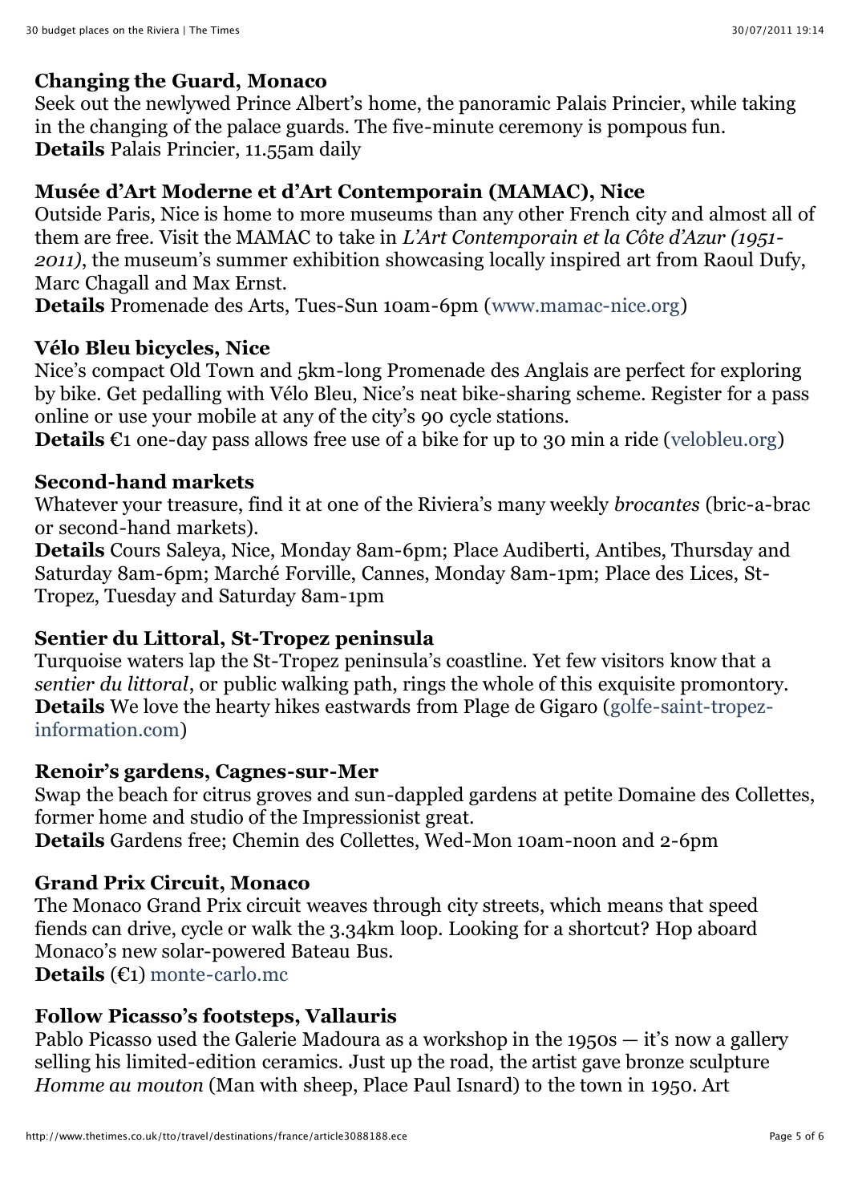**Changing the Guard, Monaco**

Seek out the newlywed Prince Albert's home, the panoramic Palais Princier, while taking in the changing of the palace guards. The five-minute ceremony is pompous fun.

**Details** Palais Princier, 11.55am daily

**Musée d'Art Moderne et d'Art Contemporain (MAMAC), Nice**

Outside Paris, Nice is home to more museums than any other French city and almost all of them are free. Visit the MAMAC to take in *L'Art Contemporain et la Côte d'Azur (1951-2011)*, the museum's summer exhibition showcasing locally inspired art from Raoul Dufy, Marc Chagall and Max Ernst.

**Details** Promenade des Arts, Tues-Sun 10am-6pm (www.mamac-nice.org)

**Vélo Bleu bicycles, Nice**

Nice's compact Old Town and 5km-long Promenade des Anglais are perfect for exploring by bike. Get pedalling with Vélo Bleu, Nice's neat bike-sharing scheme. Register for a pass online or use your mobile at any of the city's 90 cycle stations.

**Details** €1 one-day pass allows free use of a bike for up to 30 min a ride (velobleu.org)

**Second-hand markets**

Whatever your treasure, find it at one of the Riviera's many weekly *brocantes* (bric-a-brac or second-hand markets).

**Details** Cours Saleya, Nice, Monday 8am-6pm; Place Audiberti, Antibes, Thursday and Saturday 8am-6pm; Marché Forville, Cannes, Monday 8am-1pm; Place des Lices, St-Tropez, Tuesday and Saturday 8am-1pm

**Sentier du Littoral, St-Tropez peninsula**

Turquoise waters lap the St-Tropez peninsula's coastline. Yet few visitors know that a *sentier du littoral*, or public walking path, rings the whole of this exquisite promontory.

**Details** We love the hearty hikes eastwards from Plage de Gigaro (golfe-saint-tropez-information.com)

**Renoir's gardens, Cagnes-sur-Mer**

Swap the beach for citrus groves and sun-dappled gardens at petite Domaine des Collettes, former home and studio of the Impressionist great.

**Details** Gardens free; Chemin des Collettes, Wed-Mon 10am-noon and 2-6pm

**Grand Prix Circuit, Monaco**

The Monaco Grand Prix circuit weaves through city streets, which means that speed fiends can drive, cycle or walk the 3.34km loop. Looking for a shortcut? Hop aboard Monaco's new solar-powered Bateau Bus.

**Details** (€1) monte-carlo.mc

**Follow Picasso's footsteps, Vallauris**

Pablo Picasso used the Galerie Madoura as a workshop in the 1950s — it's now a gallery selling his limited-edition ceramics. Just up the road, the artist gave bronze sculpture *Homme au mouton* (Man with sheep, Place Paul Isnard) to the town in 1950. Art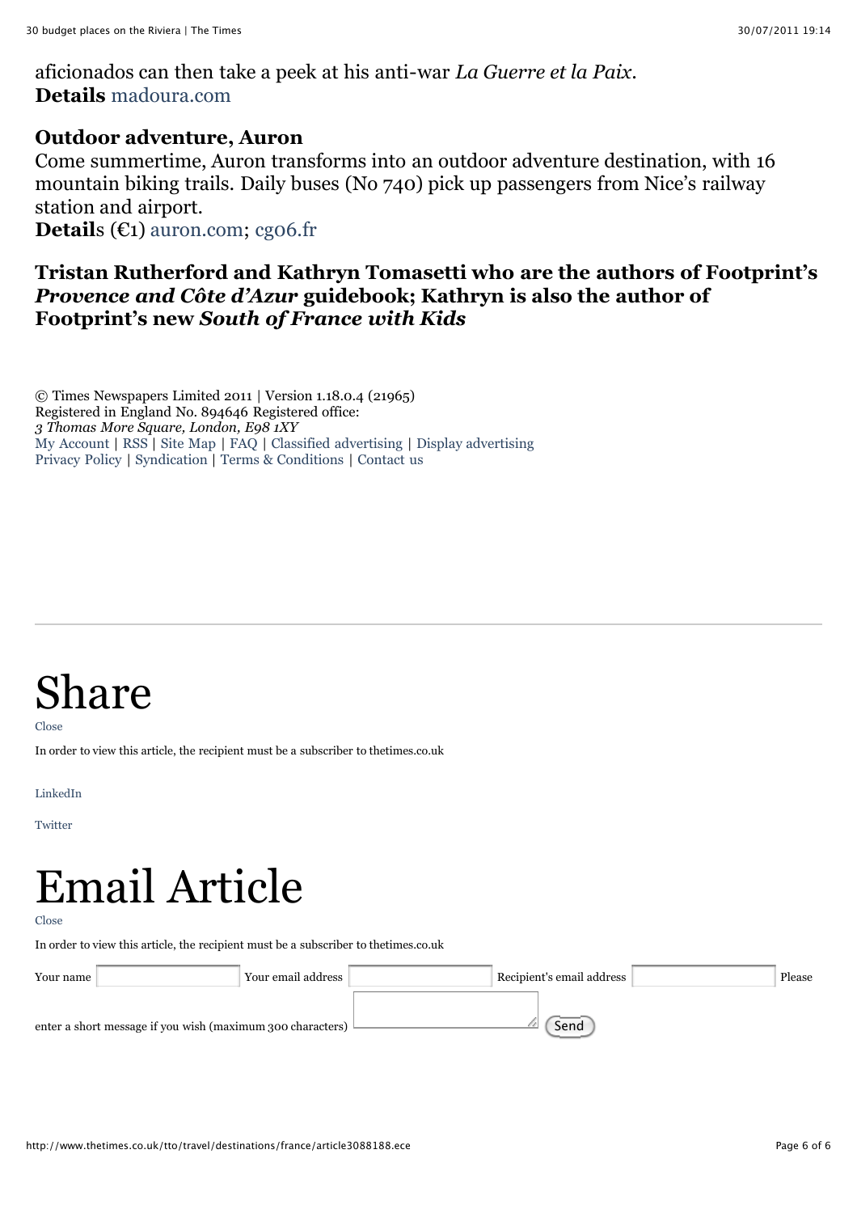aficionados can then take a peek at his anti-war *La Guerre et la Paix*.
**Details** madoura.com

**Outdoor adventure, Auron**
Come summertime, Auron transforms into an outdoor adventure destination, with 16 mountain biking trails. Daily buses (No 740) pick up passengers from Nice's railway station and airport.
**Detail**s (€1) auron.com; cg06.fr

**Tristan Rutherford and Kathryn Tomasetti who are the authors of Footprint's *Provence and Côte d'Azur* guidebook; Kathryn is also the author of Footprint's new *South of France with Kids***

© Times Newspapers Limited 2011 | Version 1.18.0.4 (21965)
Registered in England No. 894646 Registered office:
*3 Thomas More Square, London, E98 1XY*
My Account | RSS | Site Map | FAQ | Classified advertising | Display advertising
Privacy Policy | Syndication | Terms & Conditions | Contact us

# Share

Close

In order to view this article, the recipient must be a subscriber to thetimes.co.uk

LinkedIn

Twitter

# Email Article

Close

In order to view this article, the recipient must be a subscriber to thetimes.co.uk

Your name Your email address Recipient's email address Please enter a short message if you wish (maximum 300 characters) Send